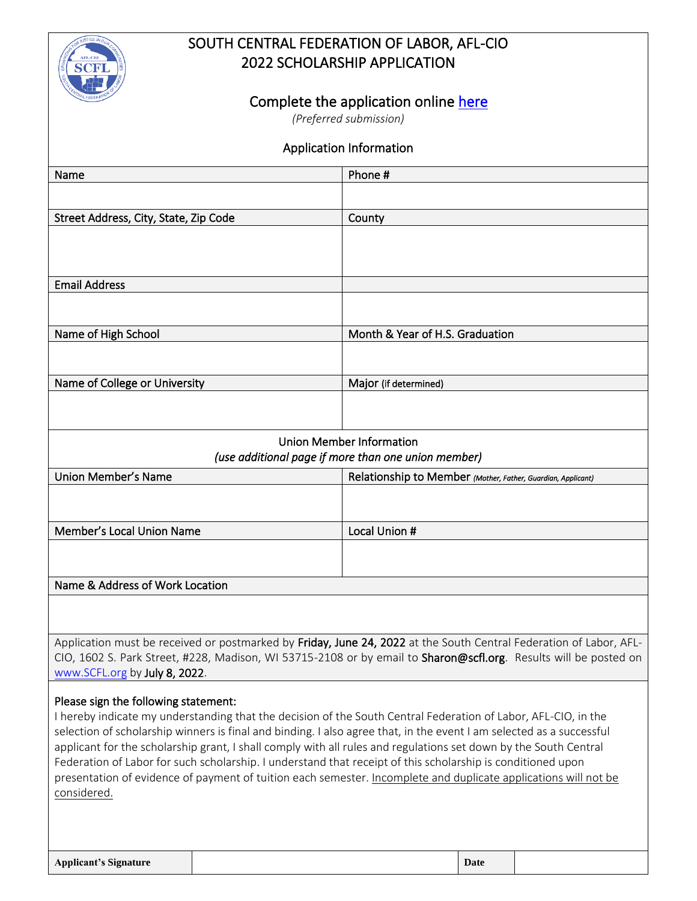# SOUTH CENTRAL FEDERATION OF LABOR, AFL-CIO
# 2022 SCHOLARSHIP APPLICATION

## Complete the application online [here]

*(Preferred submission)*

### Application Information

| Name | Phone # |
|---|---|
| | |
| **Street Address, City, State, Zip Code** | **County** |
| | |
| **Email Address** | |
| | |
| **Name of High School** | **Month & Year of H.S. Graduation** |
| | |
| **Name of College or University** | **Major** (if determined) |
| | |

### Union Member Information
*(use additional page if more than one union member)*

| Union Member's Name | Relationship to Member *(Mother, Father, Guardian, Applicant)* |
|---|---|
| | |
| **Member's Local Union Name** | **Local Union #** |
| | |
| **Name & Address of Work Location** | |
| | |

Application must be received or postmarked by **Friday, June 24, 2022** at the South Central Federation of Labor, AFL-CIO, 1602 S. Park Street, #228, Madison, WI 53715-2108 or by email to **Sharon@scfl.org**. Results will be posted on www.SCFL.org by **July 8, 2022**.

**Please sign the following statement:**

I hereby indicate my understanding that the decision of the South Central Federation of Labor, AFL-CIO, in the selection of scholarship winners is final and binding. I also agree that, in the event I am selected as a successful applicant for the scholarship grant, I shall comply with all rules and regulations set down by the South Central Federation of Labor for such scholarship. I understand that receipt of this scholarship is conditioned upon presentation of evidence of payment of tuition each semester. Incomplete and duplicate applications will not be considered.

| Applicant's Signature | | Date | |
|---|---|---|---|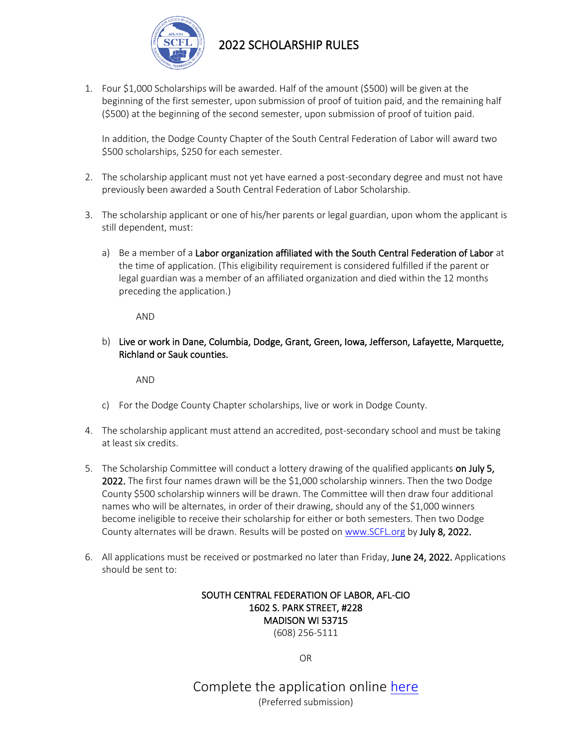# 2022 SCHOLARSHIP RULES

1. Four $1,000 Scholarships will be awarded. Half of the amount ($500) will be given at the beginning of the first semester, upon submission of proof of tuition paid, and the remaining half ($500) at the beginning of the second semester, upon submission of proof of tuition paid.

   In addition, the Dodge County Chapter of the South Central Federation of Labor will award two $500 scholarships, $250 for each semester.

2. The scholarship applicant must not yet have earned a post-secondary degree and must not have previously been awarded a South Central Federation of Labor Scholarship.

3. The scholarship applicant or one of his/her parents or legal guardian, upon whom the applicant is still dependent, must:

   a) Be a member of a **Labor organization affiliated with the South Central Federation of Labor** at the time of application. (This eligibility requirement is considered fulfilled if the parent or legal guardian was a member of an affiliated organization and died within the 12 months preceding the application.)

      AND

   b) **Live or work in Dane, Columbia, Dodge, Grant, Green, Iowa, Jefferson, Lafayette, Marquette, Richland or Sauk counties.**

      AND

   c) For the Dodge County Chapter scholarships, live or work in Dodge County.

4. The scholarship applicant must attend an accredited, post-secondary school and must be taking at least six credits.

5. The Scholarship Committee will conduct a lottery drawing of the qualified applicants **on July 5, 2022.** The first four names drawn will be the $1,000 scholarship winners. Then the two Dodge County $500 scholarship winners will be drawn. The Committee will then draw four additional names who will be alternates, in order of their drawing, should any of the $1,000 winners become ineligible to receive their scholarship for either or both semesters. Then two Dodge County alternates will be drawn. Results will be posted on [www.SCFL.org](http://www.SCFL.org) by **July 8, 2022.**

6. All applications must be received or postmarked no later than Friday, **June 24, 2022.** Applications should be sent to:

**SOUTH CENTRAL FEDERATION OF LABOR, AFL-CIO**
**1602 S. PARK STREET, #228**
**MADISON WI 53715**
(608) 256-5111

OR

Complete the application online [here]
(Preferred submission)